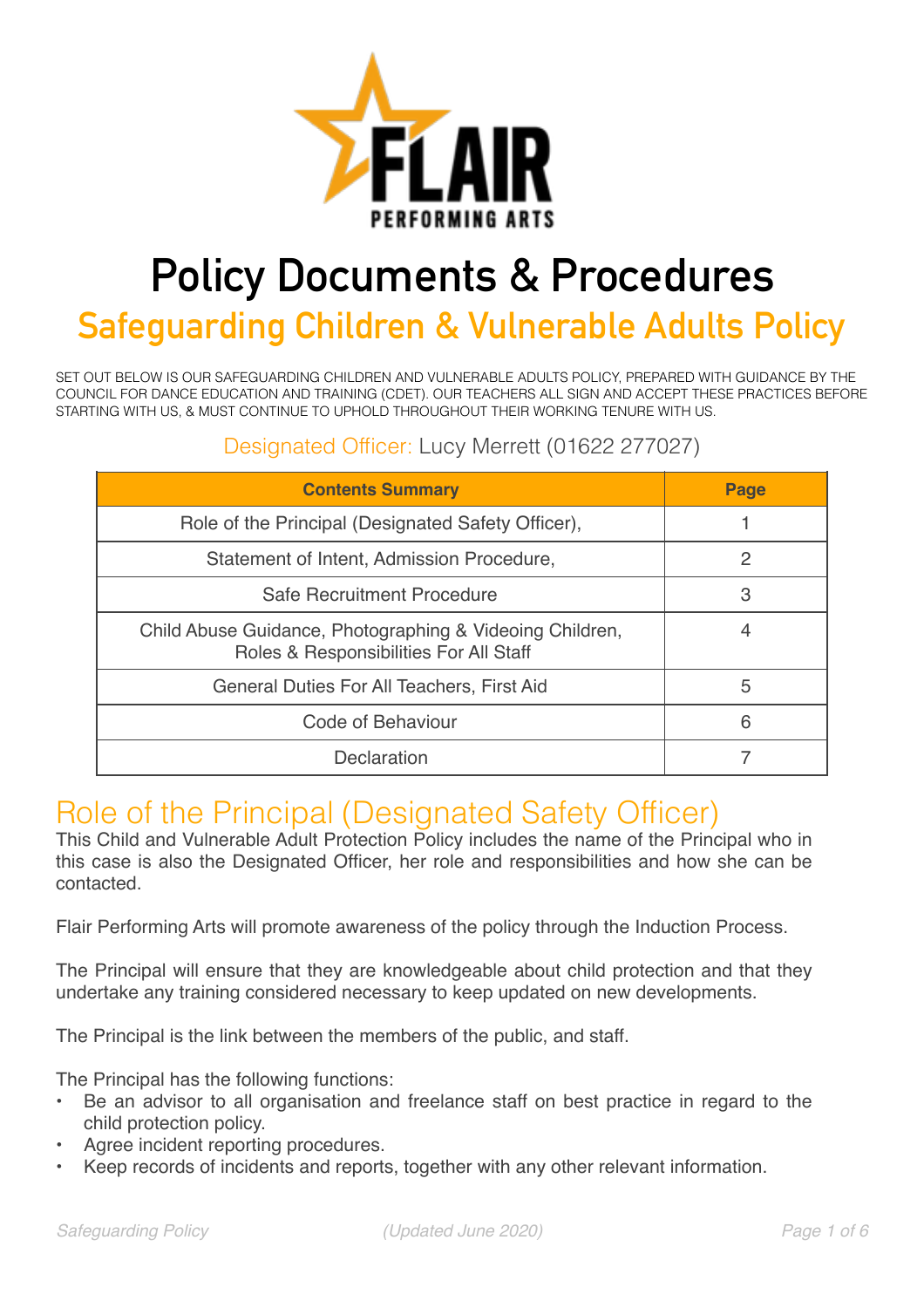# Policy Documents & Procedures

## Safeguarding Children & Vulnerable Adults Policy

SET OUT BELOW IS OUR SAFEGUARDING CHILDREN AND VULNERABLE ADULTS POLICY, PREPARED WITH GUIDANCE BY THE COUNCIL FOR DANCE EDUCATION AND TRAINING (CDET). OUR TEACHERS ALL SIGN AND ACCEPT THESE PRACTICES BEFORE STARTING WITH US, & MUST CONTINUE TO UPHOLD THROUGHOUT THEIR WORKING TENURE WITH US.

Designated Officer: Lucy Merrett (01622 277027)

| Contents Summary | Page |
| --- | --- |
| Role of the Principal (Designated Safety Officer), | 1 |
| Statement of Intent, Admission Procedure, | 2 |
| Safe Recruitment Procedure | 3 |
| Child Abuse Guidance, Photographing & Videoing Children, Roles & Responsibilities For All Staff | 4 |
| General Duties For All Teachers, First Aid | 5 |
| Code of Behaviour | 6 |
| Declaration | 7 |

## Role of the Principal (Designated Safety Officer)

This Child and Vulnerable Adult Protection Policy includes the name of the Principal who in this case is also the Designated Officer, her role and responsibilities and how she can be contacted.

Flair Performing Arts will promote awareness of the policy through the Induction Process.

The Principal will ensure that they are knowledgeable about child protection and that they undertake any training considered necessary to keep updated on new developments.

The Principal is the link between the members of the public, and staff.

The Principal has the following functions:

- Be an advisor to all organisation and freelance staff on best practice in regard to the child protection policy.
- Agree incident reporting procedures.
- Keep records of incidents and reports, together with any other relevant information.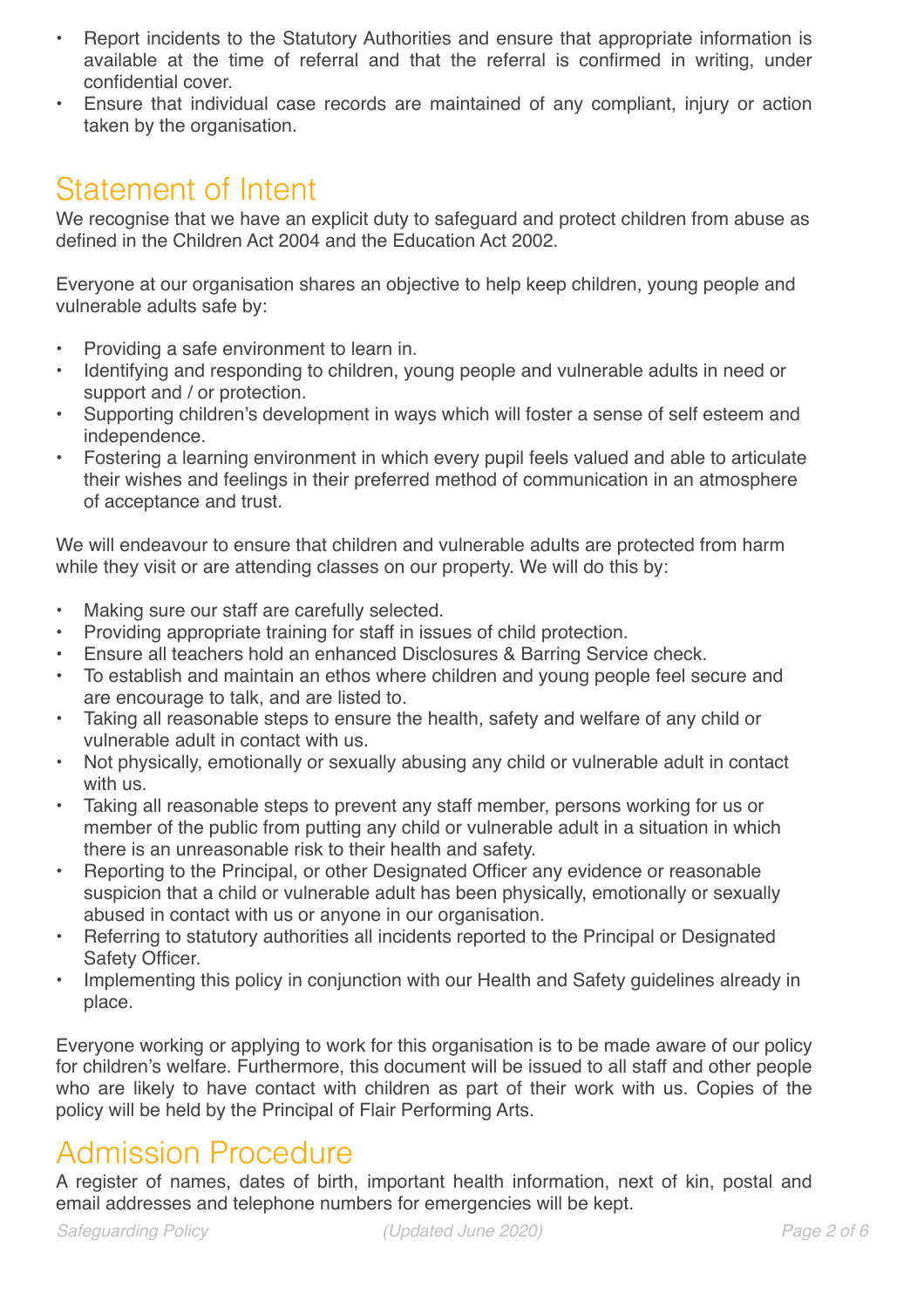- Report incidents to the Statutory Authorities and ensure that appropriate information is available at the time of referral and that the referral is confirmed in writing, under confidential cover.
- Ensure that individual case records are maintained of any compliant, injury or action taken by the organisation.

## Statement of Intent

We recognise that we have an explicit duty to safeguard and protect children from abuse as defined in the Children Act 2004 and the Education Act 2002.

Everyone at our organisation shares an objective to help keep children, young people and vulnerable adults safe by:

- Providing a safe environment to learn in.
- Identifying and responding to children, young people and vulnerable adults in need or support and / or protection.
- Supporting children's development in ways which will foster a sense of self esteem and independence.
- Fostering a learning environment in which every pupil feels valued and able to articulate their wishes and feelings in their preferred method of communication in an atmosphere of acceptance and trust.

We will endeavour to ensure that children and vulnerable adults are protected from harm while they visit or are attending classes on our property. We will do this by:

- Making sure our staff are carefully selected.
- Providing appropriate training for staff in issues of child protection.
- Ensure all teachers hold an enhanced Disclosures & Barring Service check.
- To establish and maintain an ethos where children and young people feel secure and are encourage to talk, and are listed to.
- Taking all reasonable steps to ensure the health, safety and welfare of any child or vulnerable adult in contact with us.
- Not physically, emotionally or sexually abusing any child or vulnerable adult in contact with us.
- Taking all reasonable steps to prevent any staff member, persons working for us or member of the public from putting any child or vulnerable adult in a situation in which there is an unreasonable risk to their health and safety.
- Reporting to the Principal, or other Designated Officer any evidence or reasonable suspicion that a child or vulnerable adult has been physically, emotionally or sexually abused in contact with us or anyone in our organisation.
- Referring to statutory authorities all incidents reported to the Principal or Designated Safety Officer.
- Implementing this policy in conjunction with our Health and Safety guidelines already in place.

Everyone working or applying to work for this organisation is to be made aware of our policy for children's welfare. Furthermore, this document will be issued to all staff and other people who are likely to have contact with children as part of their work with us. Copies of the policy will be held by the Principal of Flair Performing Arts.

## Admission Procedure

A register of names, dates of birth, important health information, next of kin, postal and email addresses and telephone numbers for emergencies will be kept.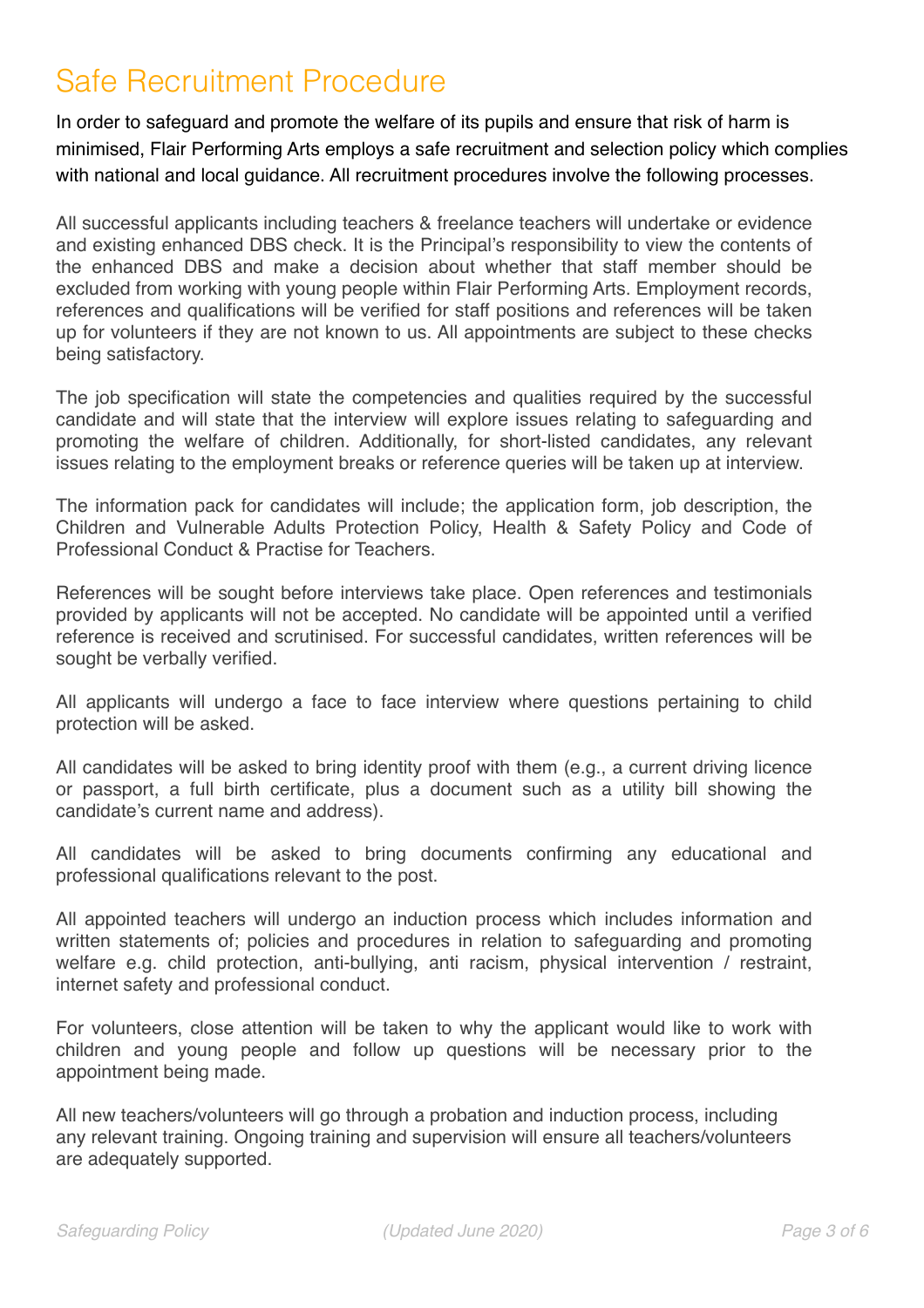# Safe Recruitment Procedure

In order to safeguard and promote the welfare of its pupils and ensure that risk of harm is minimised, Flair Performing Arts employs a safe recruitment and selection policy which complies with national and local guidance. All recruitment procedures involve the following processes.

All successful applicants including teachers & freelance teachers will undertake or evidence and existing enhanced DBS check. It is the Principal's responsibility to view the contents of the enhanced DBS and make a decision about whether that staff member should be excluded from working with young people within Flair Performing Arts. Employment records, references and qualifications will be verified for staff positions and references will be taken up for volunteers if they are not known to us. All appointments are subject to these checks being satisfactory.

The job specification will state the competencies and qualities required by the successful candidate and will state that the interview will explore issues relating to safeguarding and promoting the welfare of children. Additionally, for short-listed candidates, any relevant issues relating to the employment breaks or reference queries will be taken up at interview.

The information pack for candidates will include; the application form, job description, the Children and Vulnerable Adults Protection Policy, Health & Safety Policy and Code of Professional Conduct & Practise for Teachers.

References will be sought before interviews take place. Open references and testimonials provided by applicants will not be accepted. No candidate will be appointed until a verified reference is received and scrutinised. For successful candidates, written references will be sought be verbally verified.

All applicants will undergo a face to face interview where questions pertaining to child protection will be asked.

All candidates will be asked to bring identity proof with them (e.g., a current driving licence or passport, a full birth certificate, plus a document such as a utility bill showing the candidate's current name and address).

All candidates will be asked to bring documents confirming any educational and professional qualifications relevant to the post.

All appointed teachers will undergo an induction process which includes information and written statements of; policies and procedures in relation to safeguarding and promoting welfare e.g. child protection, anti-bullying, anti racism, physical intervention / restraint, internet safety and professional conduct.

For volunteers, close attention will be taken to why the applicant would like to work with children and young people and follow up questions will be necessary prior to the appointment being made.

All new teachers/volunteers will go through a probation and induction process, including any relevant training. Ongoing training and supervision will ensure all teachers/volunteers are adequately supported.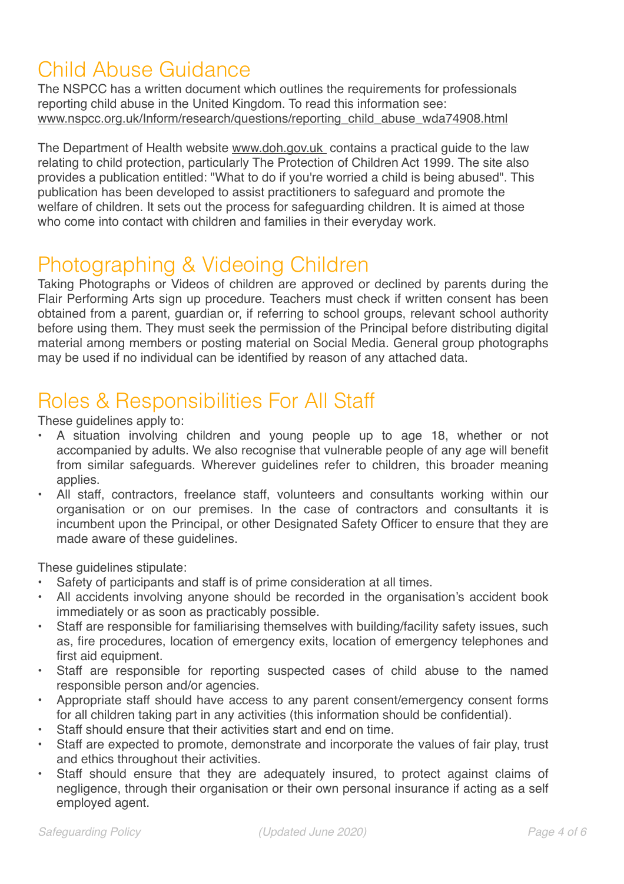## Child Abuse Guidance

The NSPCC has a written document which outlines the requirements for professionals reporting child abuse in the United Kingdom. To read this information see: www.nspcc.org.uk/Inform/research/questions/reporting_child_abuse_wda74908.html

The Department of Health website www.doh.gov.uk contains a practical guide to the law relating to child protection, particularly The Protection of Children Act 1999. The site also provides a publication entitled: "What to do if you're worried a child is being abused". This publication has been developed to assist practitioners to safeguard and promote the welfare of children. It sets out the process for safeguarding children. It is aimed at those who come into contact with children and families in their everyday work.

## Photographing & Videoing Children

Taking Photographs or Videos of children are approved or declined by parents during the Flair Performing Arts sign up procedure. Teachers must check if written consent has been obtained from a parent, guardian or, if referring to school groups, relevant school authority before using them. They must seek the permission of the Principal before distributing digital material among members or posting material on Social Media. General group photographs may be used if no individual can be identified by reason of any attached data.

## Roles & Responsibilities For All Staff

These guidelines apply to:

- A situation involving children and young people up to age 18, whether or not accompanied by adults. We also recognise that vulnerable people of any age will benefit from similar safeguards. Wherever guidelines refer to children, this broader meaning applies.
- All staff, contractors, freelance staff, volunteers and consultants working within our organisation or on our premises. In the case of contractors and consultants it is incumbent upon the Principal, or other Designated Safety Officer to ensure that they are made aware of these guidelines.

These guidelines stipulate:

- Safety of participants and staff is of prime consideration at all times.
- All accidents involving anyone should be recorded in the organisation's accident book immediately or as soon as practicably possible.
- Staff are responsible for familiarising themselves with building/facility safety issues, such as, fire procedures, location of emergency exits, location of emergency telephones and first aid equipment.
- Staff are responsible for reporting suspected cases of child abuse to the named responsible person and/or agencies.
- Appropriate staff should have access to any parent consent/emergency consent forms for all children taking part in any activities (this information should be confidential).
- Staff should ensure that their activities start and end on time.
- Staff are expected to promote, demonstrate and incorporate the values of fair play, trust and ethics throughout their activities.
- Staff should ensure that they are adequately insured, to protect against claims of negligence, through their organisation or their own personal insurance if acting as a self employed agent.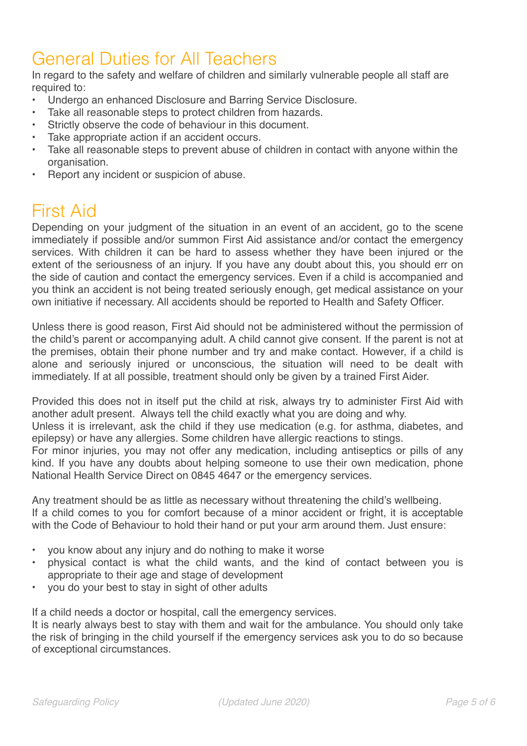## General Duties for All Teachers

In regard to the safety and welfare of children and similarly vulnerable people all staff are required to:

- Undergo an enhanced Disclosure and Barring Service Disclosure.
- Take all reasonable steps to protect children from hazards.
- Strictly observe the code of behaviour in this document.
- Take appropriate action if an accident occurs.
- Take all reasonable steps to prevent abuse of children in contact with anyone within the organisation.
- Report any incident or suspicion of abuse.

## First Aid

Depending on your judgment of the situation in an event of an accident, go to the scene immediately if possible and/or summon First Aid assistance and/or contact the emergency services. With children it can be hard to assess whether they have been injured or the extent of the seriousness of an injury. If you have any doubt about this, you should err on the side of caution and contact the emergency services. Even if a child is accompanied and you think an accident is not being treated seriously enough, get medical assistance on your own initiative if necessary. All accidents should be reported to Health and Safety Officer.

Unless there is good reason, First Aid should not be administered without the permission of the child's parent or accompanying adult. A child cannot give consent. If the parent is not at the premises, obtain their phone number and try and make contact. However, if a child is alone and seriously injured or unconscious, the situation will need to be dealt with immediately. If at all possible, treatment should only be given by a trained First Aider.

Provided this does not in itself put the child at risk, always try to administer First Aid with another adult present. Always tell the child exactly what you are doing and why.
Unless it is irrelevant, ask the child if they use medication (e.g. for asthma, diabetes, and epilepsy) or have any allergies. Some children have allergic reactions to stings.
For minor injuries, you may not offer any medication, including antiseptics or pills of any kind. If you have any doubts about helping someone to use their own medication, phone National Health Service Direct on 0845 4647 or the emergency services.

Any treatment should be as little as necessary without threatening the child's wellbeing.
If a child comes to you for comfort because of a minor accident or fright, it is acceptable with the Code of Behaviour to hold their hand or put your arm around them. Just ensure:

- you know about any injury and do nothing to make it worse
- physical contact is what the child wants, and the kind of contact between you is appropriate to their age and stage of development
- you do your best to stay in sight of other adults

If a child needs a doctor or hospital, call the emergency services.
It is nearly always best to stay with them and wait for the ambulance. You should only take the risk of bringing in the child yourself if the emergency services ask you to do so because of exceptional circumstances.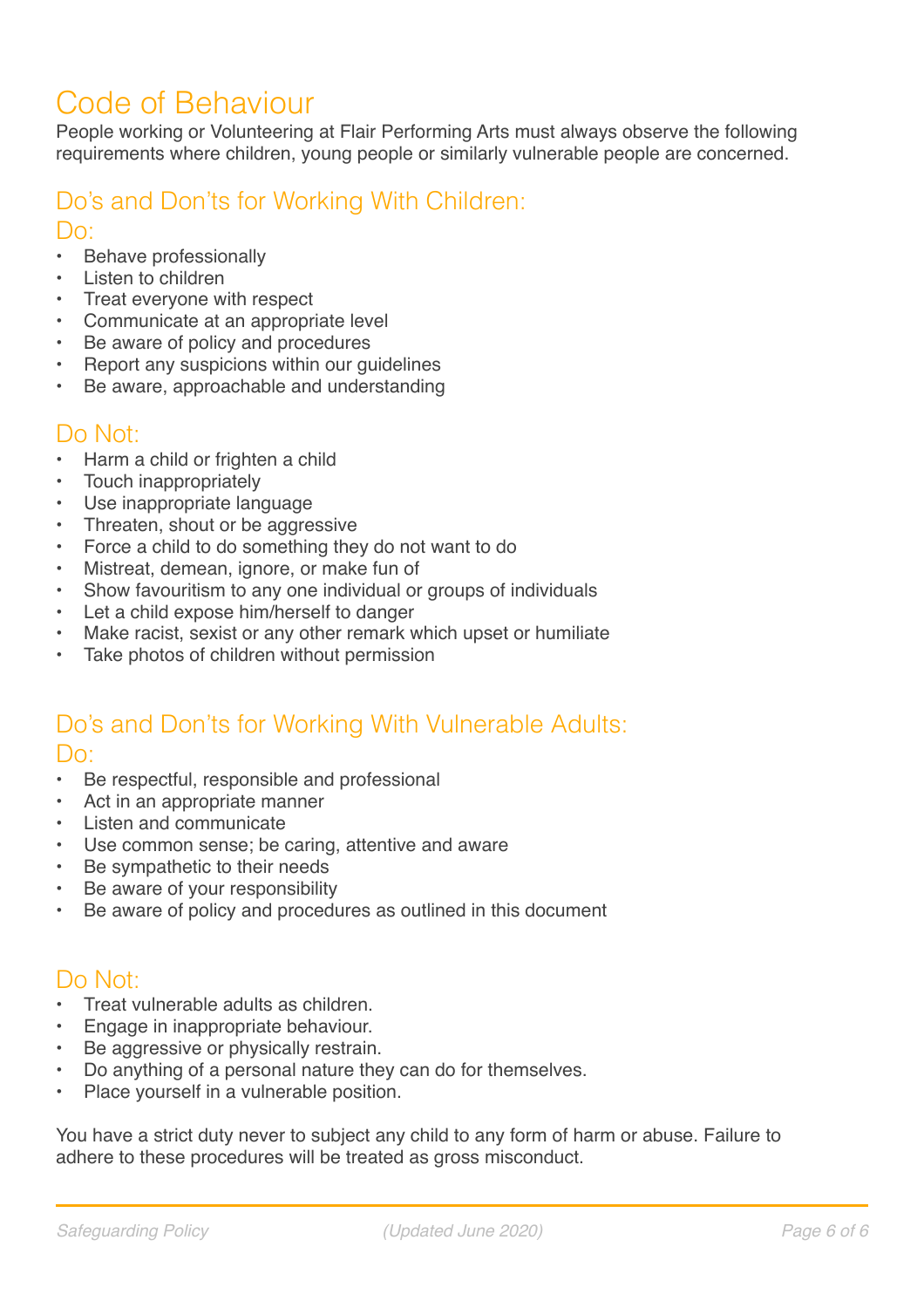# Code of Behaviour

People working or Volunteering at Flair Performing Arts must always observe the following requirements where children, young people or similarly vulnerable people are concerned.

## Do's and Don'ts for Working With Children:

### Do:

- Behave professionally
- Listen to children
- Treat everyone with respect
- Communicate at an appropriate level
- Be aware of policy and procedures
- Report any suspicions within our guidelines
- Be aware, approachable and understanding

### Do Not:

- Harm a child or frighten a child
- Touch inappropriately
- Use inappropriate language
- Threaten, shout or be aggressive
- Force a child to do something they do not want to do
- Mistreat, demean, ignore, or make fun of
- Show favouritism to any one individual or groups of individuals
- Let a child expose him/herself to danger
- Make racist, sexist or any other remark which upset or humiliate
- Take photos of children without permission

## Do's and Don'ts for Working With Vulnerable Adults:

### Do:

- Be respectful, responsible and professional
- Act in an appropriate manner
- Listen and communicate
- Use common sense; be caring, attentive and aware
- Be sympathetic to their needs
- Be aware of your responsibility
- Be aware of policy and procedures as outlined in this document

### Do Not:

- Treat vulnerable adults as children.
- Engage in inappropriate behaviour.
- Be aggressive or physically restrain.
- Do anything of a personal nature they can do for themselves.
- Place yourself in a vulnerable position.

You have a strict duty never to subject any child to any form of harm or abuse. Failure to adhere to these procedures will be treated as gross misconduct.